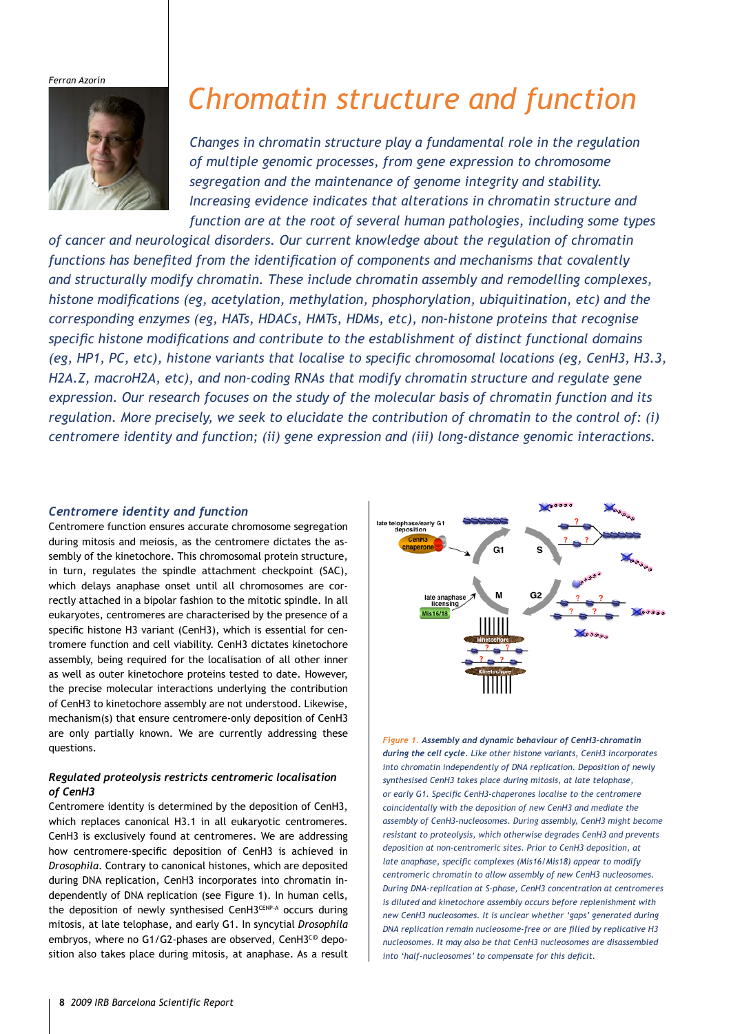Ferran Azorín

# Chromatin structure and function

*Changes in chromatin structure play a fundamental role in the regulation of multiple genomic processes, from gene expression to chromosome segregation and the maintenance of genome integrity and stability. Increasing evidence indicates that alterations in chromatin structure and function are at the root of several human pathologies, including some types of cancer and neurological disorders. Our current knowledge about the regulation of chromatin functions has benefited from the identification of components and mechanisms that covalently and structurally modify chromatin. These include chromatin assembly and remodelling complexes, histone modifications (eg, acetylation, methylation, phosphorylation, ubiquitination, etc) and the corresponding enzymes (eg, HATs, HDACs, HMTs, HDMs, etc), non-histone proteins that recognise specific histone modifications and contribute to the establishment of distinct functional domains (eg, HP1, PC, etc), histone variants that localise to specific chromosomal locations (eg, CenH3, H3.3, H2A.Z, macroH2A, etc), and non-coding RNAs that modify chromatin structure and regulate gene expression. Our research focuses on the study of the molecular basis of chromatin function and its regulation. More precisely, we seek to elucidate the contribution of chromatin to the control of: (i) centromere identity and function; (ii) gene expression and (iii) long-distance genomic interactions.*

### Centromere identity and function

Centromere function ensures accurate chromosome segregation during mitosis and meiosis, as the centromere dictates the assembly of the kinetochore. This chromosomal protein structure, in turn, regulates the spindle attachment checkpoint (SAC), which delays anaphase onset until all chromosomes are correctly attached in a bipolar fashion to the mitotic spindle. In all eukaryotes, centromeres are characterised by the presence of a specific histone H3 variant (CenH3), which is essential for centromere function and cell viability. CenH3 dictates kinetochore assembly, being required for the localisation of all other inner as well as outer kinetochore proteins tested to date. However, the precise molecular interactions underlying the contribution of CenH3 to kinetochore assembly are not understood. Likewise, mechanism(s) that ensure centromere-only deposition of CenH3 are only partially known. We are currently addressing these questions.

#### Regulated proteolysis restricts centromeric localisation of CenH3

Centromere identity is determined by the deposition of CenH3, which replaces canonical H3.1 in all eukaryotic centromeres. CenH3 is exclusively found at centromeres. We are addressing how centromere-specific deposition of CenH3 is achieved in *Drosophila*. Contrary to canonical histones, which are deposited during DNA replication, CenH3 incorporates into chromatin independently of DNA replication (see Figure 1). In human cells, the deposition of newly synthesised CenH3$^{CENP\text{-}A}$ occurs during mitosis, at late telophase, and early G1. In syncytial *Drosophila* embryos, where no G1/G2-phases are observed, CenH3$^{CID}$ deposition also takes place during mitosis, at anaphase. As a result

*Figure 1. **Assembly and dynamic behaviour of CenH3-chromatin during the cell cycle**. Like other histone variants, CenH3 incorporates into chromatin independently of DNA replication. Deposition of newly synthesised CenH3 takes place during mitosis, at late telophase, or early G1. Specific CenH3-chaperones localise to the centromere coincidentally with the deposition of new CenH3 and mediate the assembly of CenH3-nucleosomes. During assembly, CenH3 might become resistant to proteolysis, which otherwise degrades CenH3 and prevents deposition at non-centromeric sites. Prior to CenH3 deposition, at late anaphase, specific complexes (Mis16/Mis18) appear to modify centromeric chromatin to allow assembly of new CenH3 nucleosomes. During DNA-replication at S-phase, CenH3 concentration at centromeres is diluted and kinetochore assembly occurs before replenishment with new CenH3 nucleosomes. It is unclear whether 'gaps' generated during DNA replication remain nucleosome-free or are filled by replicative H3 nucleosomes. It may also be that CenH3 nucleosomes are disassembled into 'half-nucleosomes' to compensate for this deficit.*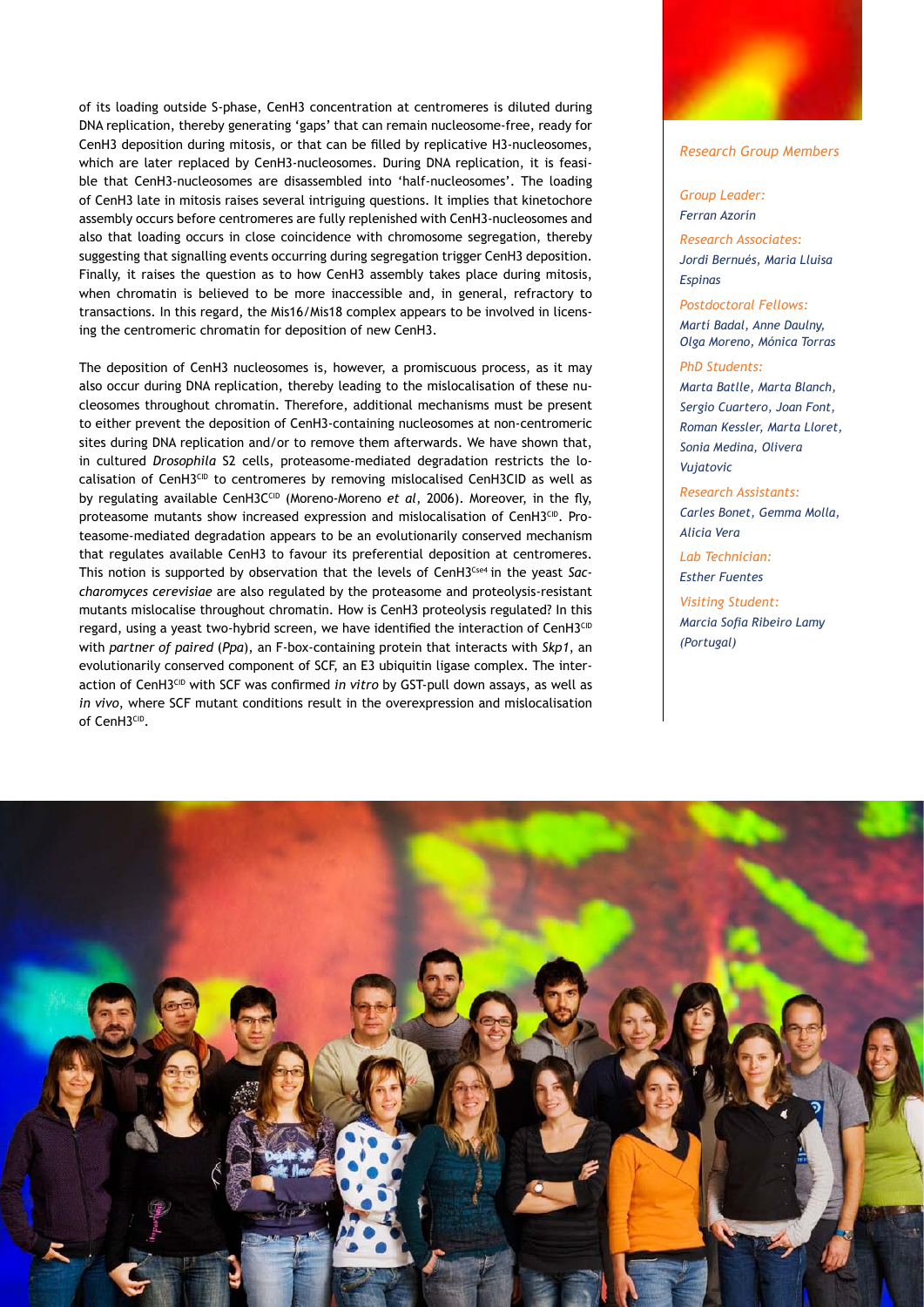of its loading outside S-phase, CenH3 concentration at centromeres is diluted during DNA replication, thereby generating 'gaps' that can remain nucleosome-free, ready for CenH3 deposition during mitosis, or that can be filled by replicative H3-nucleosomes, which are later replaced by CenH3-nucleosomes. During DNA replication, it is feasible that CenH3-nucleosomes are disassembled into 'half-nucleosomes'. The loading of CenH3 late in mitosis raises several intriguing questions. It implies that kinetochore assembly occurs before centromeres are fully replenished with CenH3-nucleosomes and also that loading occurs in close coincidence with chromosome segregation, thereby suggesting that signalling events occurring during segregation trigger CenH3 deposition. Finally, it raises the question as to how CenH3 assembly takes place during mitosis, when chromatin is believed to be more inaccessible and, in general, refractory to transactions. In this regard, the Mis16/Mis18 complex appears to be involved in licensing the centromeric chromatin for deposition of new CenH3.

The deposition of CenH3 nucleosomes is, however, a promiscuous process, as it may also occur during DNA replication, thereby leading to the mislocalisation of these nucleosomes throughout chromatin. Therefore, additional mechanisms must be present to either prevent the deposition of CenH3-containing nucleosomes at non-centromeric sites during DNA replication and/or to remove them afterwards. We have shown that, in cultured *Drosophila* S2 cells, proteasome-mediated degradation restricts the localisation of $CenH3^{CID}$ to centromeres by removing mislocalised CenH3CID as well as by regulating available $CenH3C^{CID}$ (Moreno-Moreno *et al*, 2006). Moreover, in the fly, proteasome mutants show increased expression and mislocalisation of $CenH3^{CID}$. Proteasome-mediated degradation appears to be an evolutionarily conserved mechanism that regulates available CenH3 to favour its preferential deposition at centromeres. This notion is supported by observation that the levels of $CenH3^{Cse4}$ in the yeast *Saccharomyces cerevisiae* are also regulated by the proteasome and proteolysis-resistant mutants mislocalise throughout chromatin. How is CenH3 proteolysis regulated? In this regard, using a yeast two-hybrid screen, we have identified the interaction of $CenH3^{CID}$ with *partner of paired* (*Ppa*), an F-box-containing protein that interacts with *Skp1*, an evolutionarily conserved component of SCF, an E3 ubiquitin ligase complex. The interaction of $CenH3^{CID}$ with SCF was confirmed *in vitro* by GST-pull down assays, as well as *in vivo*, where SCF mutant conditions result in the overexpression and mislocalisation of $CenH3^{CID}$.

*Research Group Members*

*Group Leader:*
*Ferran Azorín*

*Research Associates:*
*Jordi Bernués, Maria Lluïsa Espinàs*

*Postdoctoral Fellows:*
*Martí Badal, Anne Daulny, Olga Moreno, Mónica Torras*

*PhD Students:*
*Marta Batlle, Marta Blanch, Sergio Cuartero, Joan Font, Roman Kessler, Marta Lloret, Sonia Medina, Olivera Vujatovic*

*Research Assistants:*
*Carles Bonet, Gemma Molla, Alicia Vera*

*Lab Technician:*
*Esther Fuentes*

*Visiting Student:*
*Marcia Sofia Ribeiro Lamy (Portugal)*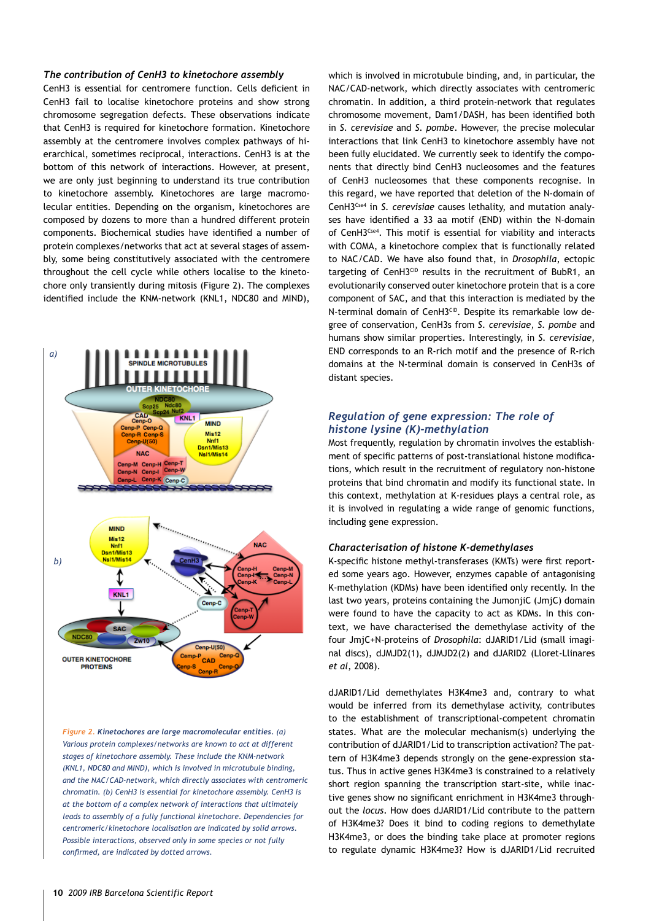### *The contribution of CenH3 to kinetochore assembly*

CenH3 is essential for centromere function. Cells deficient in CenH3 fail to localise kinetochore proteins and show strong chromosome segregation defects. These observations indicate that CenH3 is required for kinetochore formation. Kinetochore assembly at the centromere involves complex pathways of hierarchical, sometimes reciprocal, interactions. CenH3 is at the bottom of this network of interactions. However, at present, we are only just beginning to understand its true contribution to kinetochore assembly. Kinetochores are large macromolecular entities. Depending on the organism, kinetochores are composed by dozens to more than a hundred different protein components. Biochemical studies have identified a number of protein complexes/networks that act at several stages of assembly, some being constitutively associated with the centromere throughout the cell cycle while others localise to the kinetochore only transiently during mitosis (Figure 2). The complexes identified include the KNM-network (KNL1, NDC80 and MIND), which is involved in microtubule binding, and, in particular, the NAC/CAD-network, which directly associates with centromeric chromatin. In addition, a third protein-network that regulates chromosome movement, Dam1/DASH, has been identified both in *S. cerevisiae* and *S. pombe*. However, the precise molecular interactions that link CenH3 to kinetochore assembly have not been fully elucidated. We currently seek to identify the components that directly bind CenH3 nucleosomes and the features of CenH3 nucleosomes that these components recognise. In this regard, we have reported that deletion of the N-domain of CenH3[Cse4] in *S. cerevisiae* causes lethality, and mutation analyses have identified a 33 aa motif (END) within the N-domain of CenH3[Cse4]. This motif is essential for viability and interacts with COMA, a kinetochore complex that is functionally related to NAC/CAD. We have also found that, in *Drosophila*, ectopic targeting of CenH3[CID] results in the recruitment of BubR1, an evolutionarily conserved outer kinetochore protein that is a core component of SAC, and that this interaction is mediated by the N-terminal domain of CenH3[CID]. Despite its remarkable low degree of conservation, CenH3s from *S. cerevisiae*, *S. pombe* and humans show similar properties. Interestingly, in *S. cerevisiae*, END corresponds to an R-rich motif and the presence of R-rich domains at the N-terminal domain is conserved in CenH3s of distant species.

*Figure 2.* ***Kinetochores are large macromolecular entities.*** *(a) Various protein complexes/networks are known to act at different stages of kinetochore assembly. These include the KNM-network (KNL1, NDC80 and MIND), which is involved in microtubule binding, and the NAC/CAD-network, which directly associates with centromeric chromatin. (b) CenH3 is essential for kinetochore assembly. CenH3 is at the bottom of a complex network of interactions that ultimately leads to assembly of a fully functional kinetochore. Dependencies for centromeric/kinetochore localisation are indicated by solid arrows. Possible interactions, observed only in some species or not fully confirmed, are indicated by dotted arrows.*

## *Regulation of gene expression: The role of histone lysine (K)-methylation*

Most frequently, regulation by chromatin involves the establishment of specific patterns of post-translational histone modifications, which result in the recruitment of regulatory non-histone proteins that bind chromatin and modify its functional state. In this context, methylation at K-residues plays a central role, as it is involved in regulating a wide range of genomic functions, including gene expression.

### *Characterisation of histone K-demethylases*

K-specific histone methyl-transferases (KMTs) were first reported some years ago. However, enzymes capable of antagonising K-methylation (KDMs) have been identified only recently. In the last two years, proteins containing the JumonjiC (JmjC) domain were found to have the capacity to act as KDMs. In this context, we have characterised the demethylase activity of the four JmjC+N-proteins of *Drosophila*: dJARID1/Lid (small imaginal discs), dJMJD2(1), dJMJD2(2) and dJARID2 (Lloret-Llinares *et al*, 2008).

dJARID1/Lid demethylates H3K4me3 and, contrary to what would be inferred from its demethylase activity, contributes to the establishment of transcriptional-competent chromatin states. What are the molecular mechanism(s) underlying the contribution of dJARID1/Lid to transcription activation? The pattern of H3K4me3 depends strongly on the gene-expression status. Thus in active genes H3K4me3 is constrained to a relatively short region spanning the transcription start-site, while inactive genes show no significant enrichment in H3K4me3 throughout the *locus*. How does dJARID1/Lid contribute to the pattern of H3K4me3? Does it bind to coding regions to demethylate H3K4me3, or does the binding take place at promoter regions to regulate dynamic H3K4me3? How is dJARID1/Lid recruited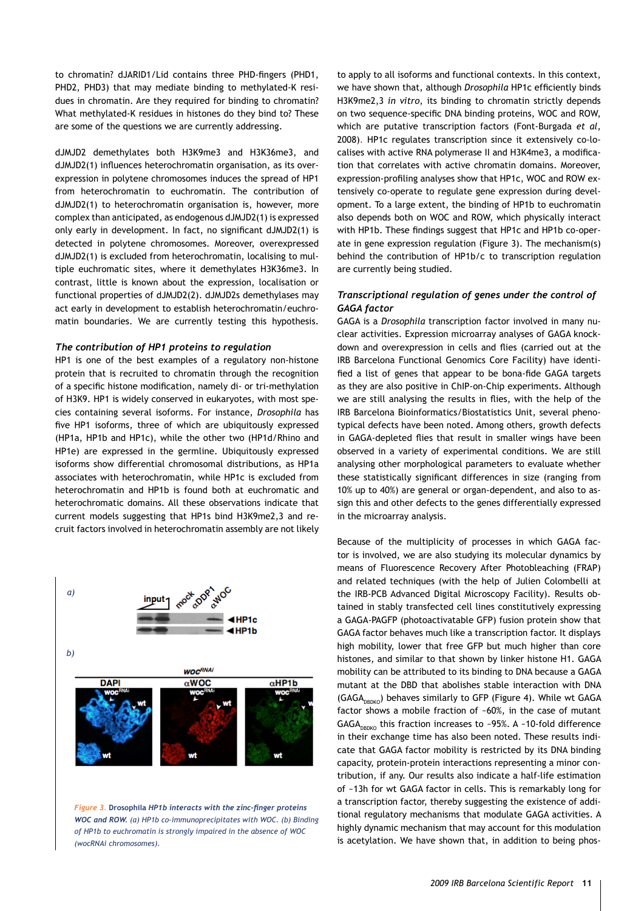to chromatin? dJARID1/Lid contains three PHD-fingers (PHD1, PHD2, PHD3) that may mediate binding to methylated-K residues in chromatin. Are they required for binding to chromatin? What methylated-K residues in histones do they bind to? These are some of the questions we are currently addressing.

dJMJD2 demethylates both H3K9me3 and H3K36me3, and dJMJD2(1) influences heterochromatin organisation, as its overexpression in polytene chromosomes induces the spread of HP1 from heterochromatin to euchromatin. The contribution of dJMJD2(1) to heterochromatin organisation is, however, more complex than anticipated, as endogenous dJMJD2(1) is expressed only early in development. In fact, no significant dJMJD2(1) is detected in polytene chromosomes. Moreover, overexpressed dJMJD2(1) is excluded from heterochromatin, localising to multiple euchromatic sites, where it demethylates H3K36me3. In contrast, little is known about the expression, localisation or functional properties of dJMJD2(2). dJMJD2s demethylases may act early in development to establish heterochromatin/euchromatin boundaries. We are currently testing this hypothesis.

### *The contribution of HP1 proteins to regulation*

HP1 is one of the best examples of a regulatory non-histone protein that is recruited to chromatin through the recognition of a specific histone modification, namely di- or tri-methylation of H3K9. HP1 is widely conserved in eukaryotes, with most species containing several isoforms. For instance, *Drosophila* has five HP1 isoforms, three of which are ubiquitously expressed (HP1a, HP1b and HP1c), while the other two (HP1d/Rhino and HP1e) are expressed in the germline. Ubiquitously expressed isoforms show differential chromosomal distributions, as HP1a associates with heterochromatin, while HP1c is excluded from heterochromatin and HP1b is found both at euchromatic and heterochromatic domains. All these observations indicate that current models suggesting that HP1s bind H3K9me2,3 and recruit factors involved in heterochromatin assembly are not likely to apply to all isoforms and functional contexts. In this context, we have shown that, although *Drosophila* HP1c efficiently binds H3K9me2,3 *in vitro*, its binding to chromatin strictly depends on two sequence-specific DNA binding proteins, WOC and ROW, which are putative transcription factors (Font-Burgada *et al*, 2008). HP1c regulates transcription since it extensively co-localises with active RNA polymerase II and H3K4me3, a modification that correlates with active chromatin domains. Moreover, expression-profiling analyses show that HP1c, WOC and ROW extensively co-operate to regulate gene expression during development. To a large extent, the binding of HP1b to euchromatin also depends both on WOC and ROW, which physically interact with HP1b. These findings suggest that HP1c and HP1b co-operate in gene expression regulation (Figure 3). The mechanism(s) behind the contribution of HP1b/c to transcription regulation are currently being studied.

*Figure 3.* **Drosophila** ***HP1b interacts with the zinc-finger proteins WOC and ROW.*** *(a) HP1b co-immunoprecipitates with WOC. (b) Binding of HP1b to euchromatin is strongly impaired in the absence of WOC (wocRNAi chromosomes).*

### *Transcriptional regulation of genes under the control of GAGA factor*

GAGA is a *Drosophila* transcription factor involved in many nuclear activities. Expression microarray analyses of GAGA knockdown and overexpression in cells and flies (carried out at the IRB Barcelona Functional Genomics Core Facility) have identified a list of genes that appear to be bona-fide GAGA targets as they are also positive in ChIP-on-Chip experiments. Although we are still analysing the results in flies, with the help of the IRB Barcelona Bioinformatics/Biostatistics Unit, several phenotypical defects have been noted. Among others, growth defects in GAGA-depleted flies that result in smaller wings have been observed in a variety of experimental conditions. We are still analysing other morphological parameters to evaluate whether these statistically significant differences in size (ranging from 10% up to 40%) are general or organ-dependent, and also to assign this and other defects to the genes differentially expressed in the microarray analysis.

Because of the multiplicity of processes in which GAGA factor is involved, we are also studying its molecular dynamics by means of Fluorescence Recovery After Photobleaching (FRAP) and related techniques (with the help of Julien Colombelli at the IRB-PCB Advanced Digital Microscopy Facility). Results obtained in stably transfected cell lines constitutively expressing a GAGA-PAGFP (photoactivatable GFP) fusion protein show that GAGA factor behaves much like a transcription factor. It displays high mobility, lower that free GFP but much higher than core histones, and similar to that shown by linker histone H1. GAGA mobility can be attributed to its binding to DNA because a GAGA mutant at the DBD that abolishes stable interaction with DNA ($GAGA_{DBDKO}$) behaves similarly to GFP (Figure 4). While wt GAGA factor shows a mobile fraction of ~60%, in the case of mutant $GAGA_{DBDKO}$ this fraction increases to ~95%. A ~10-fold difference in their exchange time has also been noted. These results indicate that GAGA factor mobility is restricted by its DNA binding capacity, protein-protein interactions representing a minor contribution, if any. Our results also indicate a half-life estimation of ~13h for wt GAGA factor in cells. This is remarkably long for a transcription factor, thereby suggesting the existence of additional regulatory mechanisms that modulate GAGA activities. A highly dynamic mechanism that may account for this modulation is acetylation. We have shown that, in addition to being phos-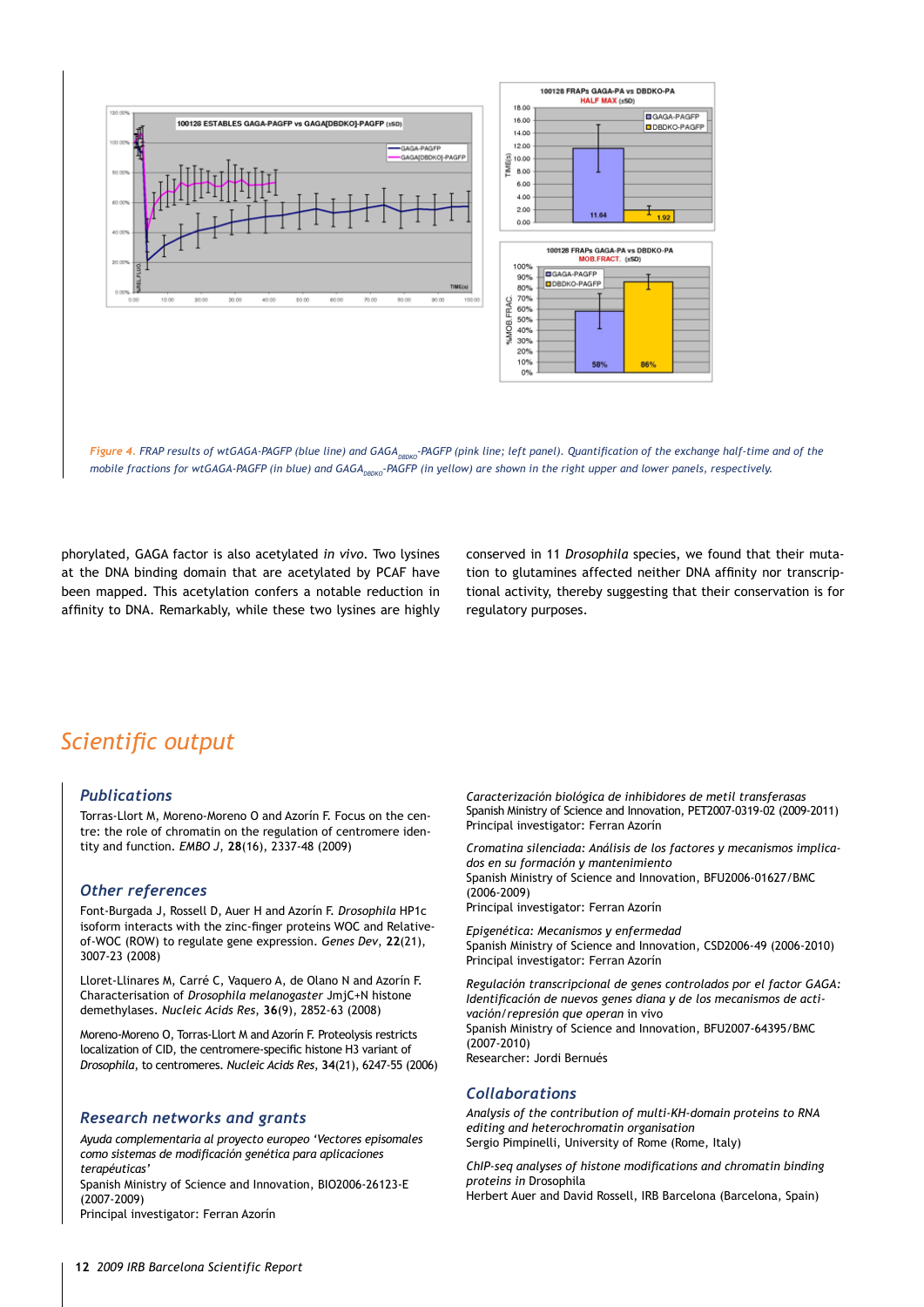100128 ESTABLES GAGA-PAGFP vs GAGA[DBDKO]-PAGFP (±SD)

GAGA-PAGFP
GAGA[DBDKO]-PAGFP

REL.FLUO.

TIME(s)

100128 FRAPs GAGA-PA vs DBDKO-PA
HALF MAX (±SD)

GAGA-PAGFP
DBDKO-PAGFP

TIME(s)

11.64
1.92

100128 FRAPs GAGA-PA vs DBDKO-PA
MOB.FRACT. (±SD)

GAGA-PAGFP
DBDKO-PAGFP

%MOB.FRAC.

58%
86%

*Figure 4. FRAP results of wtGAGA-PAGFP (blue line) and $GAGA_{DBDKO}$-PAGFP (pink line; left panel). Quantification of the exchange half-time and of the mobile fractions for wtGAGA-PAGFP (in blue) and $GAGA_{DBDKO}$-PAGFP (in yellow) are shown in the right upper and lower panels, respectively.*

phorylated, GAGA factor is also acetylated *in vivo*. Two lysines at the DNA binding domain that are acetylated by PCAF have been mapped. This acetylation confers a notable reduction in affinity to DNA. Remarkably, while these two lysines are highly conserved in 11 *Drosophila* species, we found that their mutation to glutamines affected neither DNA affinity nor transcriptional activity, thereby suggesting that their conservation is for regulatory purposes.

# Scientific output

## Publications

Torras-Llort M, Moreno-Moreno O and Azorín F. Focus on the centre: the role of chromatin on the regulation of centromere identity and function. *EMBO J*, **28**(16), 2337-48 (2009)

## Other references

Font-Burgada J, Rossell D, Auer H and Azorín F. *Drosophila* HP1c isoform interacts with the zinc-finger proteins WOC and Relative-of-WOC (ROW) to regulate gene expression. *Genes Dev*, **22**(21), 3007-23 (2008)

Lloret-Llinares M, Carré C, Vaquero A, de Olano N and Azorín F. Characterisation of *Drosophila melanogaster* JmjC+N histone demethylases. *Nucleic Acids Res*, **36**(9), 2852-63 (2008)

Moreno-Moreno O, Torras-Llort M and Azorín F. Proteolysis restricts localization of CID, the centromere-specific histone H3 variant of *Drosophila*, to centromeres. *Nucleic Acids Res*, **34**(21), 6247-55 (2006)

## Research networks and grants

*Ayuda complementaria al proyecto europeo 'Vectores episomales como sistemas de modificación genética para aplicaciones terapéuticas'*
Spanish Ministry of Science and Innovation, BIO2006-26123-E (2007-2009)
Principal investigator: Ferran Azorín

*Caracterización biológica de inhibidores de metil transferasas*
Spanish Ministry of Science and Innovation, PET2007-0319-02 (2009-2011)
Principal investigator: Ferran Azorín

*Cromatina silenciada: Análisis de los factores y mecanismos implicados en su formación y mantenimiento*
Spanish Ministry of Science and Innovation, BFU2006-01627/BMC (2006-2009)
Principal investigator: Ferran Azorín

*Epigenética: Mecanismos y enfermedad*
Spanish Ministry of Science and Innovation, CSD2006-49 (2006-2010)
Principal investigator: Ferran Azorín

*Regulación transcripcional de genes controlados por el factor GAGA: Identificación de nuevos genes diana y de los mecanismos de activación/represión que operan* in vivo
Spanish Ministry of Science and Innovation, BFU2007-64395/BMC (2007-2010)
Researcher: Jordi Bernués

## Collaborations

*Analysis of the contribution of multi-KH-domain proteins to RNA editing and heterochromatin organisation*
Sergio Pimpinelli, University of Rome (Rome, Italy)

*ChIP-seq analyses of histone modifications and chromatin binding proteins in* Drosophila
Herbert Auer and David Rossell, IRB Barcelona (Barcelona, Spain)